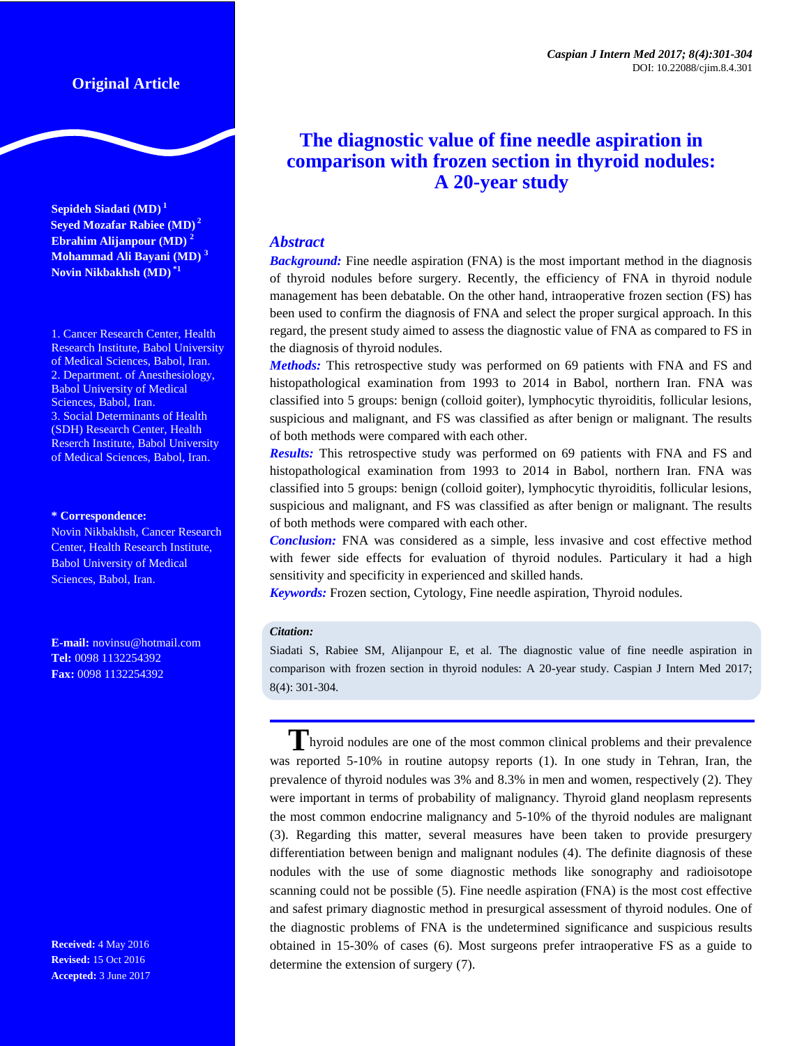Original Article

# The diagnostic value of fine needle aspiration in comparison with frozen section in thyroid nodules: A 20-year study

**Sepideh Siadati (MD)** [1]
**Seyed Mozafar Rabiee (MD)** [2]
**Ebrahim Alijanpour (MD)** [2]
**Mohammad Ali Bayani (MD)** [3]
**Novin Nikbakhsh (MD)** [*1]

1. Cancer Research Center, Health Research Institute, Babol University of Medical Sciences, Babol, Iran.
2. Department. of Anesthesiology, Babol University of Medical Sciences, Babol, Iran.
3. Social Determinants of Health (SDH) Research Center, Health Reserch Institute, Babol University of Medical Sciences, Babol, Iran.

**\* Correspondence:**
Novin Nikbakhsh, Cancer Research Center, Health Research Institute, Babol University of Medical Sciences, Babol, Iran.

**E-mail:** novinsu@hotmail.com
**Tel:** 0098 1132254392
**Fax:** 0098 1132254392

**Received:** 4 May 2016
**Revised:** 15 Oct 2016
**Accepted:** 3 June 2017

## Abstract

***Background:*** Fine needle aspiration (FNA) is the most important method in the diagnosis of thyroid nodules before surgery. Recently, the efficiency of FNA in thyroid nodule management has been debatable. On the other hand, intraoperative frozen section (FS) has been used to confirm the diagnosis of FNA and select the proper surgical approach. In this regard, the present study aimed to assess the diagnostic value of FNA as compared to FS in the diagnosis of thyroid nodules.

***Methods:*** This retrospective study was performed on 69 patients with FNA and FS and histopathological examination from 1993 to 2014 in Babol, northern Iran. FNA was classified into 5 groups: benign (colloid goiter), lymphocytic thyroiditis, follicular lesions, suspicious and malignant, and FS was classified as after benign or malignant. The results of both methods were compared with each other.

***Results:*** This retrospective study was performed on 69 patients with FNA and FS and histopathological examination from 1993 to 2014 in Babol, northern Iran. FNA was classified into 5 groups: benign (colloid goiter), lymphocytic thyroiditis, follicular lesions, suspicious and malignant, and FS was classified as after benign or malignant. The results of both methods were compared with each other.

***Conclusion:*** FNA was considered as a simple, less invasive and cost effective method with fewer side effects for evaluation of thyroid nodules. Particulary it had a high sensitivity and specificity in experienced and skilled hands.

***Keywords:*** Frozen section, Cytology, Fine needle aspiration, Thyroid nodules.

***Citation:***
Siadati S, Rabiee SM, Alijanpour E, et al. The diagnostic value of fine needle aspiration in comparison with frozen section in thyroid nodules: A 20-year study. Caspian J Intern Med 2017; 8(4): 301-304.

Thyroid nodules are one of the most common clinical problems and their prevalence was reported 5-10% in routine autopsy reports (1). In one study in Tehran, Iran, the prevalence of thyroid nodules was 3% and 8.3% in men and women, respectively (2). They were important in terms of probability of malignancy. Thyroid gland neoplasm represents the most common endocrine malignancy and 5-10% of the thyroid nodules are malignant (3). Regarding this matter, several measures have been taken to provide presurgery differentiation between benign and malignant nodules (4). The definite diagnosis of these nodules with the use of some diagnostic methods like sonography and radioisotope scanning could not be possible (5). Fine needle aspiration (FNA) is the most cost effective and safest primary diagnostic method in presurgical assessment of thyroid nodules. One of the diagnostic problems of FNA is the undetermined significance and suspicious results obtained in 15-30% of cases (6). Most surgeons prefer intraoperative FS as a guide to determine the extension of surgery (7).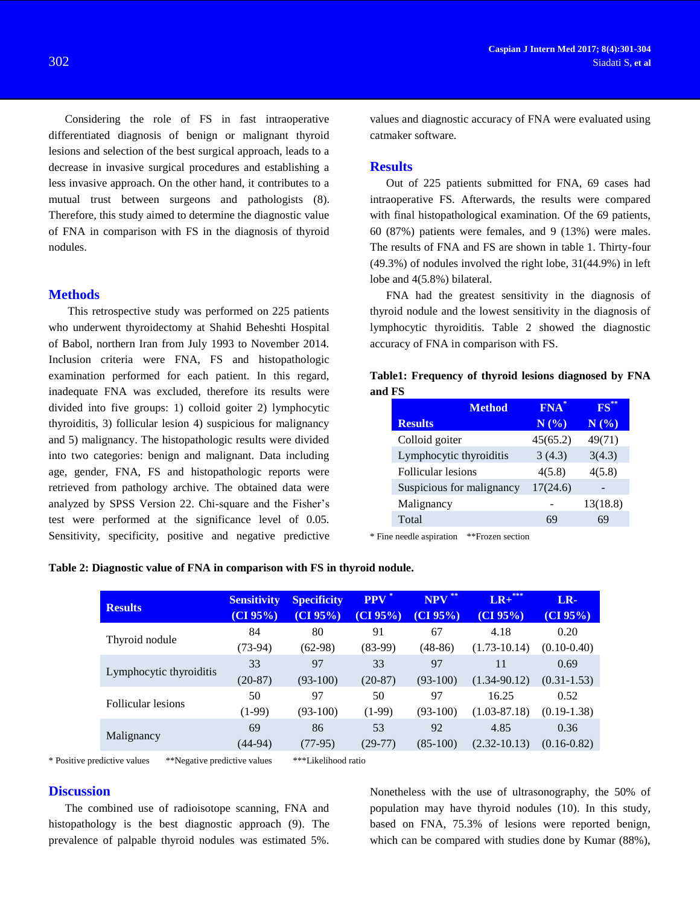Considering the role of FS in fast intraoperative differentiated diagnosis of benign or malignant thyroid lesions and selection of the best surgical approach, leads to a decrease in invasive surgical procedures and establishing a less invasive approach. On the other hand, it contributes to a mutual trust between surgeons and pathologists (8). Therefore, this study aimed to determine the diagnostic value of FNA in comparison with FS in the diagnosis of thyroid nodules.

## Methods

This retrospective study was performed on 225 patients who underwent thyroidectomy at Shahid Beheshti Hospital of Babol, northern Iran from July 1993 to November 2014. Inclusion criteria were FNA, FS and histopathologic examination performed for each patient. In this regard, inadequate FNA was excluded, therefore its results were divided into five groups: 1) colloid goiter 2) lymphocytic thyroiditis, 3) follicular lesion 4) suspicious for malignancy and 5) malignancy. The histopathologic results were divided into two categories: benign and malignant. Data including age, gender, FNA, FS and histopathologic reports were retrieved from pathology archive. The obtained data were analyzed by SPSS Version 22. Chi-square and the Fisher's test were performed at the significance level of 0.05. Sensitivity, specificity, positive and negative predictive values and diagnostic accuracy of FNA were evaluated using catmaker software.

## Results

Out of 225 patients submitted for FNA, 69 cases had intraoperative FS. Afterwards, the results were compared with final histopathological examination. Of the 69 patients, 60 (87%) patients were females, and 9 (13%) were males. The results of FNA and FS are shown in table 1. Thirty-four (49.3%) of nodules involved the right lobe, 31(44.9%) in left lobe and 4(5.8%) bilateral.

FNA had the greatest sensitivity in the diagnosis of thyroid nodule and the lowest sensitivity in the diagnosis of lymphocytic thyroiditis. Table 2 showed the diagnostic accuracy of FNA in comparison with FS.

**Table1: Frequency of thyroid lesions diagnosed by FNA and FS**

| Method / Results | FNA* N (%) | FS** N (%) |
|---|---|---|
| Colloid goiter | 45(65.2) | 49(71) |
| Lymphocytic thyroiditis | 3 (4.3) | 3(4.3) |
| Follicular lesions | 4(5.8) | 4(5.8) |
| Suspicious for malignancy | 17(24.6) | - |
| Malignancy | - | 13(18.8) |
| Total | 69 | 69 |

\* Fine needle aspiration **Frozen section

**Table 2: Diagnostic value of FNA in comparison with FS in thyroid nodule.**

| Results | Sensitivity (CI 95%) | Specificity (CI 95%) | PPV * (CI 95%) | NPV ** (CI 95%) | LR+*** (CI 95%) | LR- (CI 95%) |
|---|---|---|---|---|---|---|
| Thyroid nodule | 84 (73-94) | 80 (62-98) | 91 (83-99) | 67 (48-86) | 4.18 (1.73-10.14) | 0.20 (0.10-0.40) |
| Lymphocytic thyroiditis | 33 (20-87) | 97 (93-100) | 33 (20-87) | 97 (93-100) | 11 (1.34-90.12) | 0.69 (0.31-1.53) |
| Follicular lesions | 50 (1-99) | 97 (93-100) | 50 (1-99) | 97 (93-100) | 16.25 (1.03-87.18) | 0.52 (0.19-1.38) |
| Malignancy | 69 (44-94) | 86 (77-95) | 53 (29-77) | 92 (85-100) | 4.85 (2.32-10.13) | 0.36 (0.16-0.82) |

\* Positive predictive values **Negative predictive values ***Likelihood ratio

## Discussion

The combined use of radioisotope scanning, FNA and histopathology is the best diagnostic approach (9). The prevalence of palpable thyroid nodules was estimated 5%. Nonetheless with the use of ultrasonography, the 50% of population may have thyroid nodules (10). In this study, based on FNA, 75.3% of lesions were reported benign, which can be compared with studies done by Kumar (88%),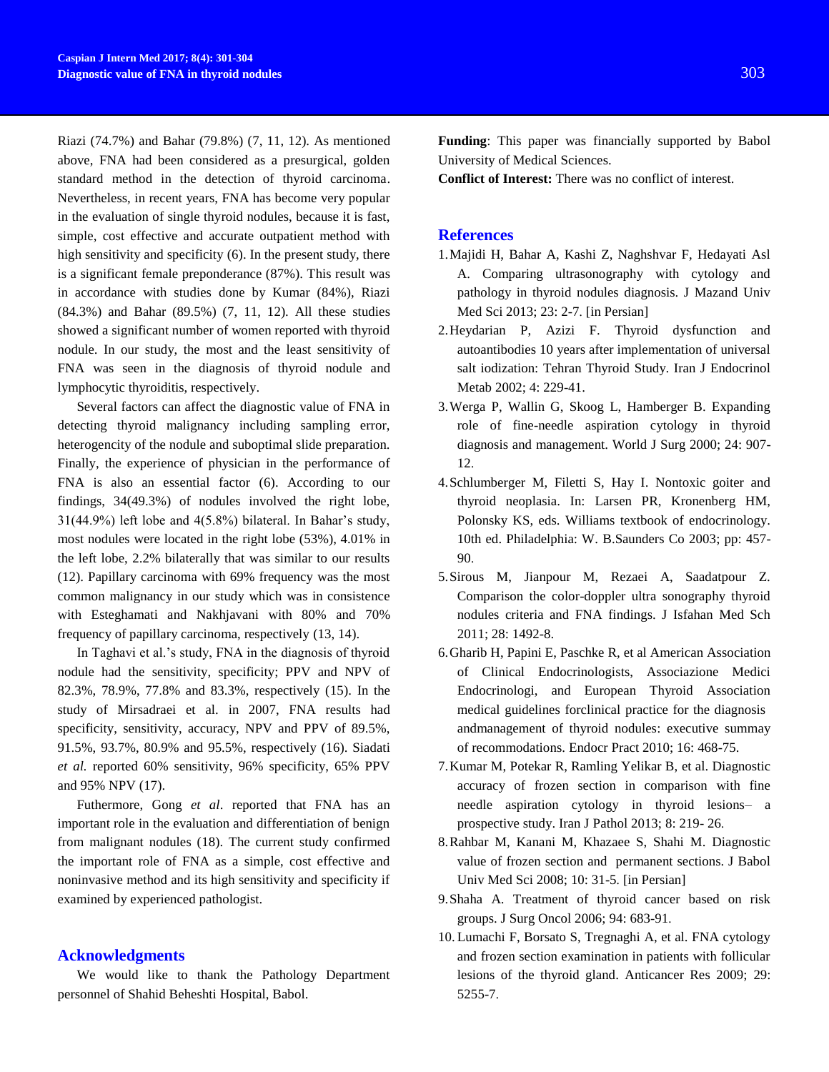Riazi (74.7%) and Bahar (79.8%) (7, 11, 12). As mentioned above, FNA had been considered as a presurgical, golden standard method in the detection of thyroid carcinoma. Nevertheless, in recent years, FNA has become very popular in the evaluation of single thyroid nodules, because it is fast, simple, cost effective and accurate outpatient method with high sensitivity and specificity (6). In the present study, there is a significant female preponderance (87%). This result was in accordance with studies done by Kumar (84%), Riazi (84.3%) and Bahar (89.5%) (7, 11, 12). All these studies showed a significant number of women reported with thyroid nodule. In our study, the most and the least sensitivity of FNA was seen in the diagnosis of thyroid nodule and lymphocytic thyroiditis, respectively.

Several factors can affect the diagnostic value of FNA in detecting thyroid malignancy including sampling error, heterogencity of the nodule and suboptimal slide preparation. Finally, the experience of physician in the performance of FNA is also an essential factor (6). According to our findings, 34(49.3%) of nodules involved the right lobe, 31(44.9%) left lobe and 4(5.8%) bilateral. In Bahar's study, most nodules were located in the right lobe (53%), 4.01% in the left lobe, 2.2% bilaterally that was similar to our results (12). Papillary carcinoma with 69% frequency was the most common malignancy in our study which was in consistence with Esteghamati and Nakhjavani with 80% and 70% frequency of papillary carcinoma, respectively (13, 14).

In Taghavi et al.'s study, FNA in the diagnosis of thyroid nodule had the sensitivity, specificity; PPV and NPV of 82.3%, 78.9%, 77.8% and 83.3%, respectively (15). In the study of Mirsadraei et al. in 2007, FNA results had specificity, sensitivity, accuracy, NPV and PPV of 89.5%, 91.5%, 93.7%, 80.9% and 95.5%, respectively (16). Siadati *et al.* reported 60% sensitivity, 96% specificity, 65% PPV and 95% NPV (17).

Futhermore, Gong *et al*. reported that FNA has an important role in the evaluation and differentiation of benign from malignant nodules (18). The current study confirmed the important role of FNA as a simple, cost effective and noninvasive method and its high sensitivity and specificity if examined by experienced pathologist.

## Acknowledgments

We would like to thank the Pathology Department personnel of Shahid Beheshti Hospital, Babol.

**Funding**: This paper was financially supported by Babol University of Medical Sciences.

**Conflict of Interest:** There was no conflict of interest.

## References

1. Majidi H, Bahar A, Kashi Z, Naghshvar F, Hedayati Asl A. Comparing ultrasonography with cytology and pathology in thyroid nodules diagnosis. J Mazand Univ Med Sci 2013; 23: 2-7. [in Persian]
2. Heydarian P, Azizi F. Thyroid dysfunction and autoantibodies 10 years after implementation of universal salt iodization: Tehran Thyroid Study. Iran J Endocrinol Metab 2002; 4: 229-41.
3. Werga P, Wallin G, Skoog L, Hamberger B. Expanding role of fine-needle aspiration cytology in thyroid diagnosis and management. World J Surg 2000; 24: 907-12.
4. Schlumberger M, Filetti S, Hay I. Nontoxic goiter and thyroid neoplasia. In: Larsen PR, Kronenberg HM, Polonsky KS, eds. Williams textbook of endocrinology. 10th ed. Philadelphia: W. B.Saunders Co 2003; pp: 457-90.
5. Sirous M, Jianpour M, Rezaei A, Saadatpour Z. Comparison the color-doppler ultra sonography thyroid nodules criteria and FNA findings. J Isfahan Med Sch 2011; 28: 1492-8.
6. Gharib H, Papini E, Paschke R, et al American Association of Clinical Endocrinologists, Associazione Medici Endocrinologi, and European Thyroid Association medical guidelines forclinical practice for the diagnosis andmanagement of thyroid nodules: executive summay of recommodations. Endocr Pract 2010; 16: 468-75.
7. Kumar M, Potekar R, Ramling Yelikar B, et al. Diagnostic accuracy of frozen section in comparison with fine needle aspiration cytology in thyroid lesions– a prospective study. Iran J Pathol 2013; 8: 219- 26.
8. Rahbar M, Kanani M, Khazaee S, Shahi M. Diagnostic value of frozen section and permanent sections. J Babol Univ Med Sci 2008; 10: 31-5. [in Persian]
9. Shaha A. Treatment of thyroid cancer based on risk groups. J Surg Oncol 2006; 94: 683-91.
10. Lumachi F, Borsato S, Tregnaghi A, et al. FNA cytology and frozen section examination in patients with follicular lesions of the thyroid gland. Anticancer Res 2009; 29: 5255-7.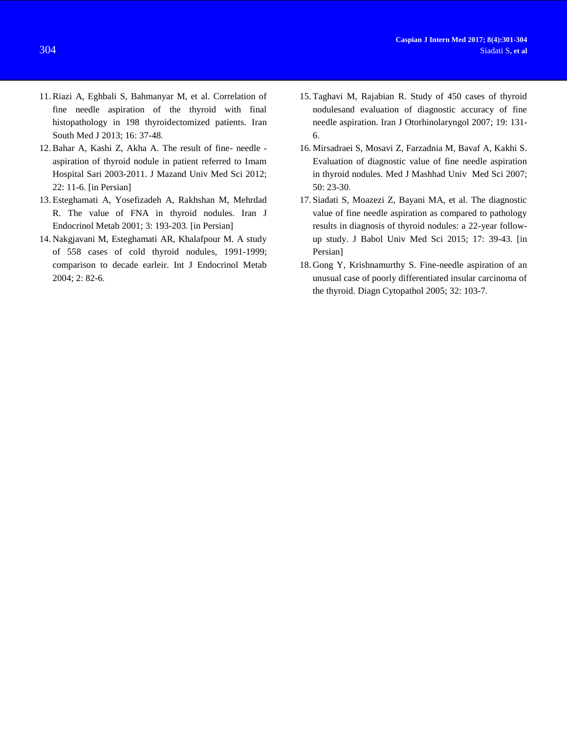11. Riazi A, Eghbali S, Bahmanyar M, et al. Correlation of fine needle aspiration of the thyroid with final histopathology in 198 thyroidectomized patients. Iran South Med J 2013; 16: 37-48.
12. Bahar A, Kashi Z, Akha A. The result of fine- needle -aspiration of thyroid nodule in patient referred to Imam Hospital Sari 2003-2011. J Mazand Univ Med Sci 2012; 22: 11-6. [in Persian]
13. Esteghamati A, Yosefizadeh A, Rakhshan M, Mehrdad R. The value of FNA in thyroid nodules. Iran J Endocrinol Metab 2001; 3: 193-203. [in Persian]
14. Nakgjavani M, Esteghamati AR, Khalafpour M. A study of 558 cases of cold thyroid nodules, 1991-1999; comparison to decade earleir. Int J Endocrinol Metab 2004; 2: 82-6.
15. Taghavi M, Rajabian R. Study of 450 cases of thyroid nodulesand evaluation of diagnostic accuracy of fine needle aspiration. Iran J Otorhinolaryngol 2007; 19: 131-6.
16. Mirsadraei S, Mosavi Z, Farzadnia M, Bavaf A, Kakhi S. Evaluation of diagnostic value of fine needle aspiration in thyroid nodules. Med J Mashhad Univ Med Sci 2007; 50: 23-30.
17. Siadati S, Moazezi Z, Bayani MA, et al. The diagnostic value of fine needle aspiration as compared to pathology results in diagnosis of thyroid nodules: a 22-year follow-up study. J Babol Univ Med Sci 2015; 17: 39-43. [in Persian]
18. Gong Y, Krishnamurthy S. Fine-needle aspiration of an unusual case of poorly differentiated insular carcinoma of the thyroid. Diagn Cytopathol 2005; 32: 103-7.